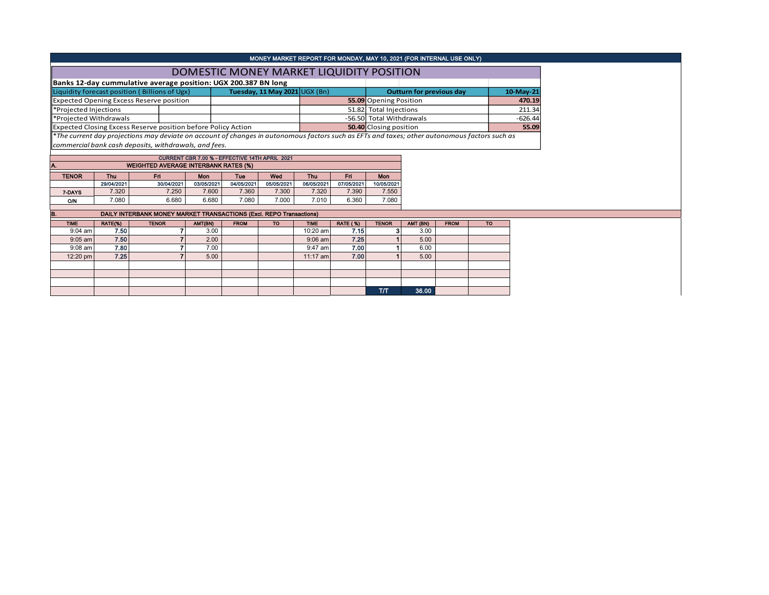MONEY MARKET REPORT FOR MONDAY, MAY 10, 2021 (FOR INTERNAL USE ONLY)

# DOMESTIC MONEY MARKET LIQUIDITY POSITION

**Banks 12-day cummulative average position: UGX 200.387 BN long**

| Liquidity forecast position ( Billions of Ugx) | Tuesday, 11 May 2021 UGX (Bn) | Outturn for previous day | 10-May-21 |
|---|---|---|---|
| Expected Opening Excess Reserve position | **55.09** | Opening Position | **470.19** |
| *Projected Injections | 51.82 | Total Injections | 211.34 |
| *Projected Withdrawals | -56.50 | Total Withdrawals | -626.44 |
| Expected Closing Excess Reserve position before Policy Action | **50.40** | Closing position | **55.09** |

*\*The current day projections may deviate on account of changes in autonomous factors such as EFTs and taxes; other autonomous factors such as commercial bank cash deposits, withdrawals, and fees.*

CURRENT CBR 7.00 % - EFFECTIVE 14TH APRIL 2021

## A. WEIGHTED AVERAGE INTERBANK RATES (%)

| TENOR | Thu 29/04/2021 | Fri 30/04/2021 | Mon 03/05/2021 | Tue 04/05/2021 | Wed 05/05/2021 | Thu 06/05/2021 | Fri 07/05/2021 | Mon 10/05/2021 |
|---|---|---|---|---|---|---|---|---|
| 7-DAYS | 7.320 | 7.250 | 7.600 | 7.360 | 7.300 | 7.320 | 7.390 | 7.550 |
| O/N | 7.080 | 6.680 | 6.680 | 7.080 | 7.000 | 7.010 | 6.360 | 7.080 |

## B. DAILY INTERBANK MONEY MARKET TRANSACTIONS (Excl. REPO Transactions)

| TIME | RATE(%) | TENOR | AMT(BN) | FROM | TO | TIME | RATE ( %) | TENOR | AMT (BN) | FROM | TO |
|---|---|---|---|---|---|---|---|---|---|---|---|
| 9:04 am | **7.50** | 7 | 3.00 | | | 10:20 am | **7.15** | 3 | 3.00 | | |
| 9:05 am | **7.50** | 7 | 2.00 | | | 9:06 am | **7.25** | 1 | 5.00 | | |
| 9:08 am | **7.80** | 7 | 7.00 | | | 9:47 am | **7.00** | 1 | 6.00 | | |
| 12:20 pm | **7.25** | 7 | 5.00 | | | 11:17 am | **7.00** | 1 | 5.00 | | |
| | | | | | | | | T/T | 36.00 | | |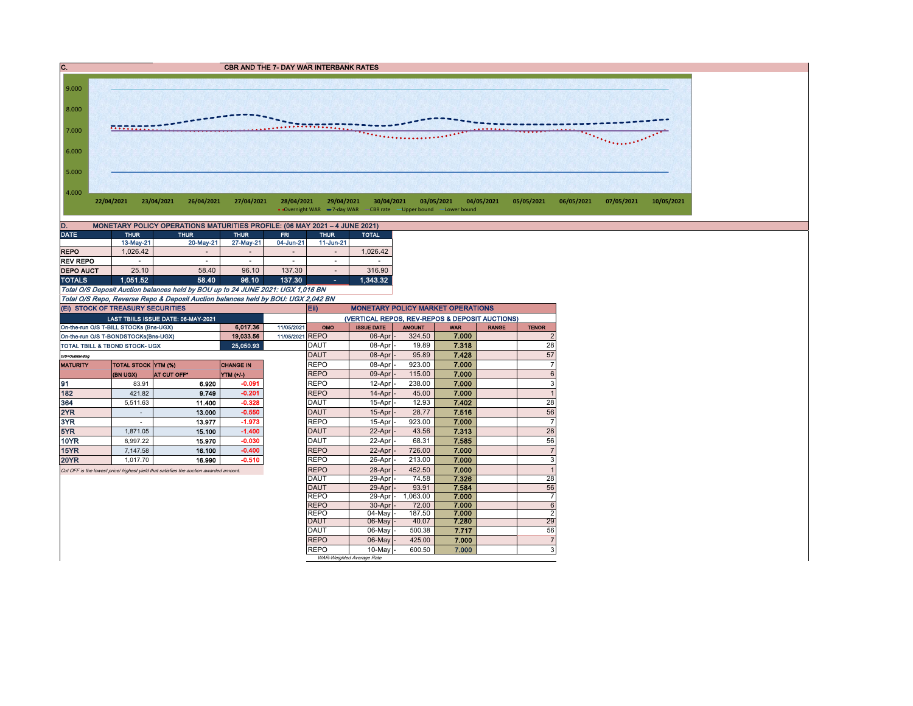## C. CBR AND THE 7- DAY WAR INTERBANK RATES

9.000
8.000
7.000
6.000
5.000
4.000

22/04/2021 23/04/2021 26/04/2021 27/04/2021 28/04/2021 29/04/2021 30/04/2021 03/05/2021 04/05/2021 05/05/2021 06/05/2021 07/05/2021 10/05/2021

Overnight WAR | 7-day WAR | CBR rate | Upper bound | Lower bound

## D. MONETARY POLICY OPERATIONS MATURITIES PROFILE: (06 MAY 2021 – 4 JUNE 2021)

| DATE | THUR | THUR | THUR | FRI | THUR | TOTAL |
|---|---|---|---|---|---|---|
| | 13-May-21 | 20-May-21 | 27-May-21 | 04-Jun-21 | 11-Jun-21 | |
| REPO | 1,026.42 | - | - | - | - | 1,026.42 |
| REV REPO | - | - | - | - | - | - |
| DEPO AUCT | 25.10 | 58.40 | 96.10 | 137.30 | - | 316.90 |
| TOTALS | 1,051.52 | 58.40 | 96.10 | 137.30 | - | 1,343.32 |

*Total O/S Deposit Auction balances held by BOU up to 24 JUNE 2021: UGX 1,016 BN*

*Total O/S Repo, Reverse Repo & Deposit Auction balances held by BOU: UGX 2,042 BN*

## (Ei) STOCK OF TREASURY SECURITIES

| LAST TBIILS ISSUE DATE: 06-MAY-2021 | | |
|---|---|---|
| On-the-run O/S T-BILL STOCKs (Bns-UGX) | 6,017.36 | 11/05/2021 |
| On-the-run O/S T-BONDSTOCKs(Bns-UGX) | 19,033.56 | 11/05/2021 |
| TOTAL TBILL & TBOND STOCK- UGX | 25,050.93 | |

O/S=Outstanding

| MATURITY | TOTAL STOCK (BN UGX) | YTM (%) AT CUT OFF* | CHANGE IN YTM (+/-) |
|---|---|---|---|
| 91 | 83.91 | 6.920 | -0.091 |
| 182 | 421.82 | 9.749 | -0.201 |
| 364 | 5,511.63 | 11.400 | -0.328 |
| 2YR | - | 13.000 | -0.550 |
| 3YR | - | 13.977 | -1.973 |
| 5YR | 1,871.05 | 15.100 | -1.400 |
| 10YR | 8,997.22 | 15.970 | -0.030 |
| 15YR | 7,147.58 | 16.100 | -0.400 |
| 20YR | 1,017.70 | 16.990 | -0.510 |

Cut OFF is the lowest price/ highest yield that satisfies the auction awarded amount.

## Eii) MONETARY POLICY MARKET OPERATIONS

(VERTICAL REPOS, REV-REPOS & DEPOSIT AUCTIONS)

| OMO | ISSUE DATE | AMOUNT | WAR | RANGE | TENOR |
|---|---|---|---|---|---|
| REPO | 06-Apr | 324.50 | 7.000 | | 2 |
| DAUT | 08-Apr | 19.89 | 7.318 | | 28 |
| DAUT | 08-Apr | 95.89 | 7.428 | | 57 |
| REPO | 08-Apr | 923.00 | 7.000 | | 7 |
| REPO | 09-Apr | 115.00 | 7.000 | | 6 |
| REPO | 12-Apr | 238.00 | 7.000 | | 3 |
| REPO | 14-Apr | 45.00 | 7.000 | | 1 |
| DAUT | 15-Apr | 12.93 | 7.402 | | 28 |
| DAUT | 15-Apr | 28.77 | 7.516 | | 56 |
| REPO | 15-Apr | 923.00 | 7.000 | | 7 |
| DAUT | 22-Apr | 43.56 | 7.313 | | 28 |
| DAUT | 22-Apr | 68.31 | 7.585 | | 56 |
| REPO | 22-Apr | 726.00 | 7.000 | | 7 |
| REPO | 26-Apr | 213.00 | 7.000 | | 3 |
| REPO | 28-Apr | 452.50 | 7.000 | | 1 |
| DAUT | 29-Apr | 74.58 | 7.326 | | 28 |
| DAUT | 29-Apr | 93.91 | 7.584 | | 56 |
| REPO | 29-Apr | 1,063.00 | 7.000 | | 7 |
| REPO | 30-Apr | 72.00 | 7.000 | | 6 |
| REPO | 04-May | 187.50 | 7.000 | | 2 |
| DAUT | 06-May | 40.07 | 7.280 | | 29 |
| DAUT | 06-May | 500.38 | 7.717 | | 56 |
| REPO | 06-May | 425.00 | 7.000 | | 7 |
| REPO | 10-May | 600.50 | 7.000 | | 3 |

WAR-Weighted Average Rate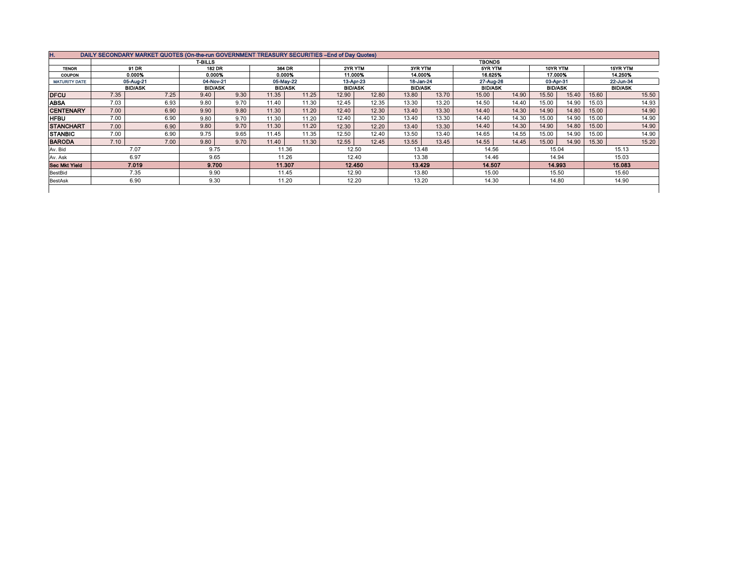| H. | DAILY SECONDARY MARKET QUOTES (On-the-run GOVERNMENT TREASURY SECURITIES –End of Day Quotes) | | | | | | | | | | | | | | | |
|---|---|---|---|---|---|---|---|---|---|---|---|---|---|---|---|---|
| | T-BILLS | | | | | | TBONDS | | | | | | | | | |
| TENOR | 91 DR | | 182 DR | | 364 DR | | 2YR YTM | | 3YR YTM | | 5YR YTM | | 10YR YTM | | 15YR YTM | |
| COUPON | 0.000% | | 0.000% | | 0.000% | | 11.000% | | 14.000% | | 16.625% | | 17.000% | | 14.250% | |
| MATURITY DATE | 05-Aug-21 | | 04-Nov-21 | | 05-May-22 | | 13-Apr-23 | | 18-Jan-24 | | 27-Aug-26 | | 03-Apr-31 | | 22-Jun-34 | |
| | BID/ASK | | BID/ASK | | BID/ASK | | BID/ASK | | BID/ASK | | BID/ASK | | BID/ASK | | BID/ASK | |
| DFCU | 7.35 | 7.25 | 9.40 | 9.30 | 11.35 | 11.25 | 12.90 | 12.80 | 13.80 | 13.70 | 15.00 | 14.90 | 15.50 | 15.40 | 15.60 | 15.50 |
| ABSA | 7.03 | 6.93 | 9.80 | 9.70 | 11.40 | 11.30 | 12.45 | 12.35 | 13.30 | 13.20 | 14.50 | 14.40 | 15.00 | 14.90 | 15.03 | 14.93 |
| CENTENARY | 7.00 | 6.90 | 9.90 | 9.80 | 11.30 | 11.20 | 12.40 | 12.30 | 13.40 | 13.30 | 14.40 | 14.30 | 14.90 | 14.80 | 15.00 | 14.90 |
| HFBU | 7.00 | 6.90 | 9.80 | 9.70 | 11.30 | 11.20 | 12.40 | 12.30 | 13.40 | 13.30 | 14.40 | 14.30 | 15.00 | 14.90 | 15.00 | 14.90 |
| STANCHART | 7.00 | 6.90 | 9.80 | 9.70 | 11.30 | 11.20 | 12.30 | 12.20 | 13.40 | 13.30 | 14.40 | 14.30 | 14.90 | 14.80 | 15.00 | 14.90 |
| STANBIC | 7.00 | 6.90 | 9.75 | 9.65 | 11.45 | 11.35 | 12.50 | 12.40 | 13.50 | 13.40 | 14.65 | 14.55 | 15.00 | 14.90 | 15.00 | 14.90 |
| BARODA | 7.10 | 7.00 | 9.80 | 9.70 | 11.40 | 11.30 | 12.55 | 12.45 | 13.55 | 13.45 | 14.55 | 14.45 | 15.00 | 14.90 | 15.30 | 15.20 |
| Av. Bid | 7.07 | | 9.75 | | 11.36 | | 12.50 | | 13.48 | | 14.56 | | 15.04 | | 15.13 | |
| Av. Ask | 6.97 | | 9.65 | | 11.26 | | 12.40 | | 13.38 | | 14.46 | | 14.94 | | 15.03 | |
| Sec Mkt Yield | 7.019 | | 9.700 | | 11.307 | | 12.450 | | 13.429 | | 14.507 | | 14.993 | | 15.083 | |
| BestBid | 7.35 | | 9.90 | | 11.45 | | 12.90 | | 13.80 | | 15.00 | | 15.50 | | 15.60 | |
| BestAsk | 6.90 | | 9.30 | | 11.20 | | 12.20 | | 13.20 | | 14.30 | | 14.80 | | 14.90 | |